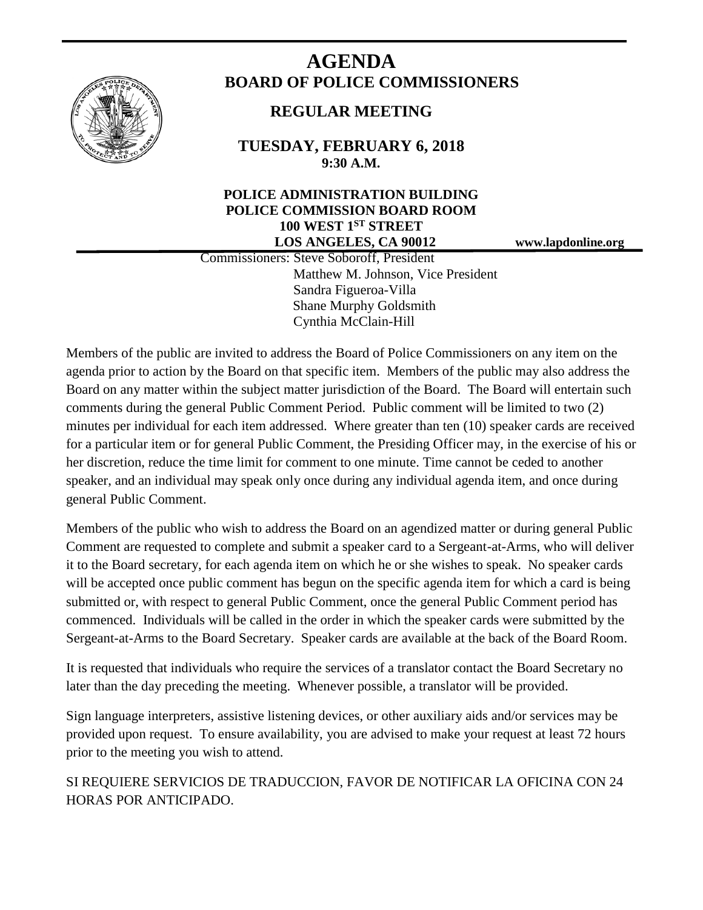# AGENDA

## BOARD OF POLICE COMMISSIONERS

### REGULAR MEETING

### TUESDAY, FEBRUARY 6, 2018
**9:30 A.M.**

**POLICE ADMINISTRATION BUILDING**
**POLICE COMMISSION BOARD ROOM**
**100 WEST 1ST STREET**
**LOS ANGELES, CA 90012**

**www.lapdonline.org**

Commissioners: Steve Soboroff, President
Matthew M. Johnson, Vice President
Sandra Figueroa-Villa
Shane Murphy Goldsmith
Cynthia McClain-Hill

Members of the public are invited to address the Board of Police Commissioners on any item on the agenda prior to action by the Board on that specific item. Members of the public may also address the Board on any matter within the subject matter jurisdiction of the Board. The Board will entertain such comments during the general Public Comment Period. Public comment will be limited to two (2) minutes per individual for each item addressed. Where greater than ten (10) speaker cards are received for a particular item or for general Public Comment, the Presiding Officer may, in the exercise of his or her discretion, reduce the time limit for comment to one minute. Time cannot be ceded to another speaker, and an individual may speak only once during any individual agenda item, and once during general Public Comment.

Members of the public who wish to address the Board on an agendized matter or during general Public Comment are requested to complete and submit a speaker card to a Sergeant-at-Arms, who will deliver it to the Board secretary, for each agenda item on which he or she wishes to speak. No speaker cards will be accepted once public comment has begun on the specific agenda item for which a card is being submitted or, with respect to general Public Comment, once the general Public Comment period has commenced. Individuals will be called in the order in which the speaker cards were submitted by the Sergeant-at-Arms to the Board Secretary. Speaker cards are available at the back of the Board Room.

It is requested that individuals who require the services of a translator contact the Board Secretary no later than the day preceding the meeting. Whenever possible, a translator will be provided.

Sign language interpreters, assistive listening devices, or other auxiliary aids and/or services may be provided upon request. To ensure availability, you are advised to make your request at least 72 hours prior to the meeting you wish to attend.

SI REQUIERE SERVICIOS DE TRADUCCION, FAVOR DE NOTIFICAR LA OFICINA CON 24 HORAS POR ANTICIPADO.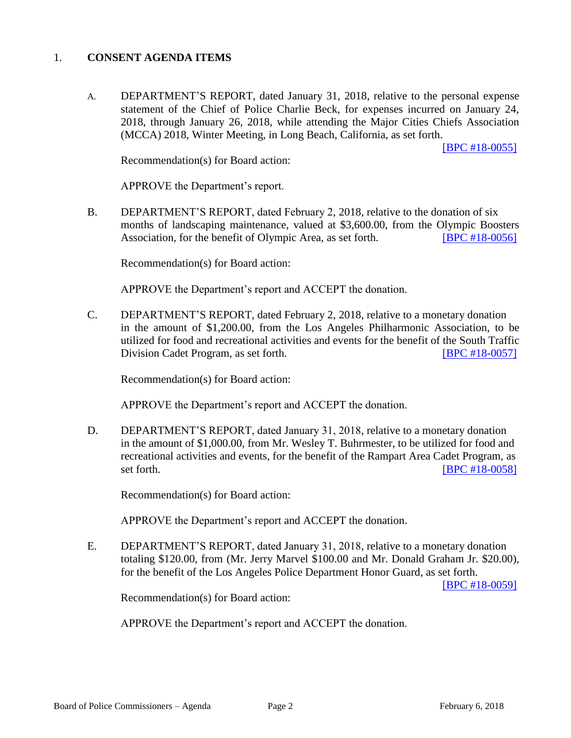## 1. **CONSENT AGENDA ITEMS**

A. DEPARTMENT'S REPORT, dated January 31, 2018, relative to the personal expense statement of the Chief of Police Charlie Beck, for expenses incurred on January 24, 2018, through January 26, 2018, while attending the Major Cities Chiefs Association (MCCA) 2018, Winter Meeting, in Long Beach, California, as set forth. [BPC #18-0055]

Recommendation(s) for Board action:

APPROVE the Department's report.

B. DEPARTMENT'S REPORT, dated February 2, 2018, relative to the donation of six months of landscaping maintenance, valued at $3,600.00, from the Olympic Boosters Association, for the benefit of Olympic Area, as set forth. [BPC #18-0056]

Recommendation(s) for Board action:

APPROVE the Department's report and ACCEPT the donation.

C. DEPARTMENT'S REPORT, dated February 2, 2018, relative to a monetary donation in the amount of $1,200.00, from the Los Angeles Philharmonic Association, to be utilized for food and recreational activities and events for the benefit of the South Traffic Division Cadet Program, as set forth. [BPC #18-0057]

Recommendation(s) for Board action:

APPROVE the Department's report and ACCEPT the donation.

D. DEPARTMENT'S REPORT, dated January 31, 2018, relative to a monetary donation in the amount of $1,000.00, from Mr. Wesley T. Buhrmester, to be utilized for food and recreational activities and events, for the benefit of the Rampart Area Cadet Program, as set forth. [BPC #18-0058]

Recommendation(s) for Board action:

APPROVE the Department's report and ACCEPT the donation.

E. DEPARTMENT'S REPORT, dated January 31, 2018, relative to a monetary donation totaling $120.00, from (Mr. Jerry Marvel $100.00 and Mr. Donald Graham Jr. $20.00), for the benefit of the Los Angeles Police Department Honor Guard, as set forth. [BPC #18-0059]

Recommendation(s) for Board action:

APPROVE the Department's report and ACCEPT the donation.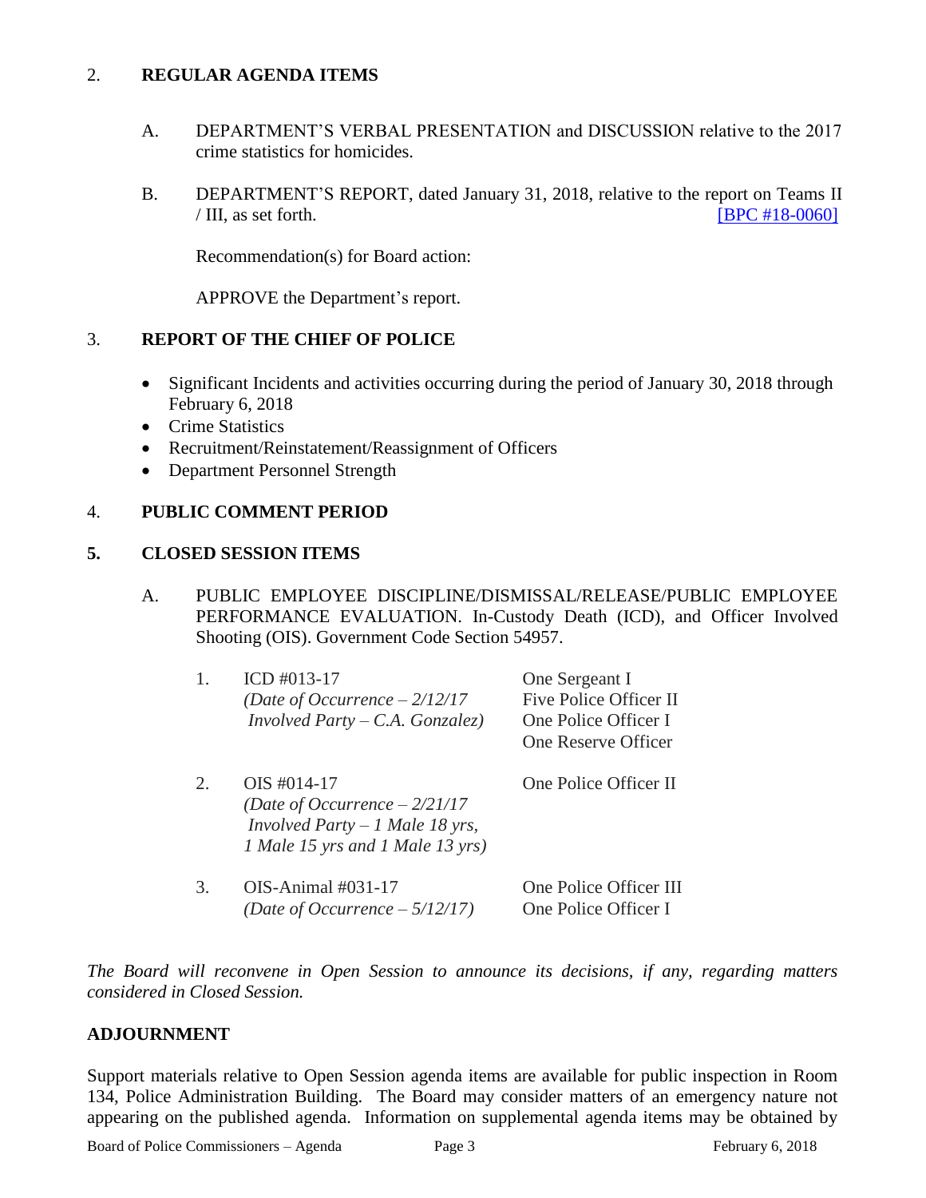2. **REGULAR AGENDA ITEMS**

   A. DEPARTMENT'S VERBAL PRESENTATION and DISCUSSION relative to the 2017 crime statistics for homicides.

   B. DEPARTMENT'S REPORT, dated January 31, 2018, relative to the report on Teams II / III, as set forth. [BPC #18-0060]

      Recommendation(s) for Board action:

      APPROVE the Department's report.

3. **REPORT OF THE CHIEF OF POLICE**

   - Significant Incidents and activities occurring during the period of January 30, 2018 through February 6, 2018
   - Crime Statistics
   - Recruitment/Reinstatement/Reassignment of Officers
   - Department Personnel Strength

4. **PUBLIC COMMENT PERIOD**

5. **CLOSED SESSION ITEMS**

   A. PUBLIC EMPLOYEE DISCIPLINE/DISMISSAL/RELEASE/PUBLIC EMPLOYEE PERFORMANCE EVALUATION. In-Custody Death (ICD), and Officer Involved Shooting (OIS). Government Code Section 54957.

| | Item | Personnel |
|---|---|---|
| 1. | ICD #013-17 *(Date of Occurrence – 2/12/17 Involved Party – C.A. Gonzalez)* | One Sergeant I, Five Police Officer II, One Police Officer I, One Reserve Officer |
| 2. | OIS #014-17 *(Date of Occurrence – 2/21/17 Involved Party – 1 Male 18 yrs, 1 Male 15 yrs and 1 Male 13 yrs)* | One Police Officer II |
| 3. | OIS-Animal #031-17 *(Date of Occurrence – 5/12/17)* | One Police Officer III, One Police Officer I |

*The Board will reconvene in Open Session to announce its decisions, if any, regarding matters considered in Closed Session.*

**ADJOURNMENT**

Support materials relative to Open Session agenda items are available for public inspection in Room 134, Police Administration Building. The Board may consider matters of an emergency nature not appearing on the published agenda. Information on supplemental agenda items may be obtained by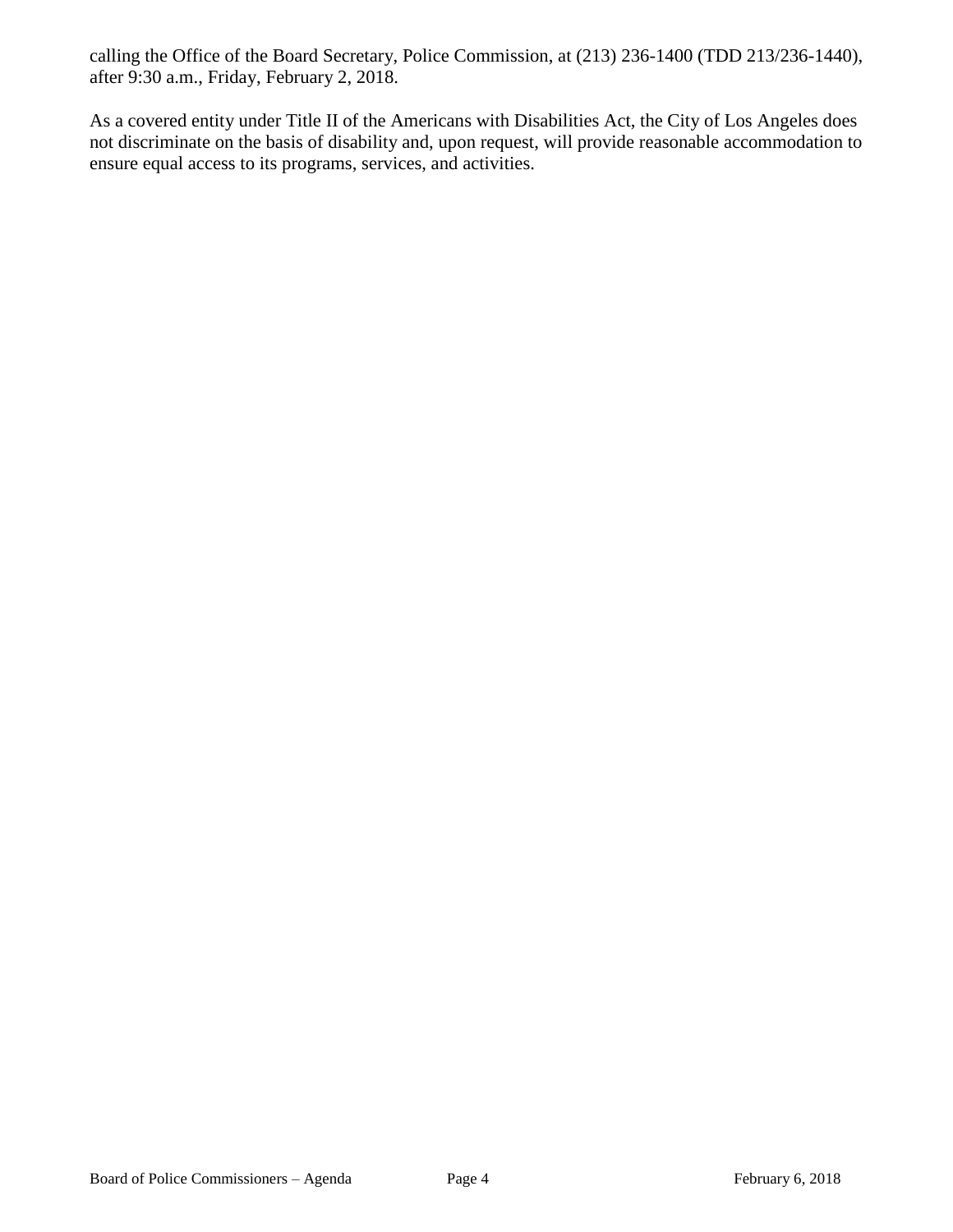calling the Office of the Board Secretary, Police Commission, at (213) 236-1400 (TDD 213/236-1440), after 9:30 a.m., Friday, February 2, 2018.

As a covered entity under Title II of the Americans with Disabilities Act, the City of Los Angeles does not discriminate on the basis of disability and, upon request, will provide reasonable accommodation to ensure equal access to its programs, services, and activities.